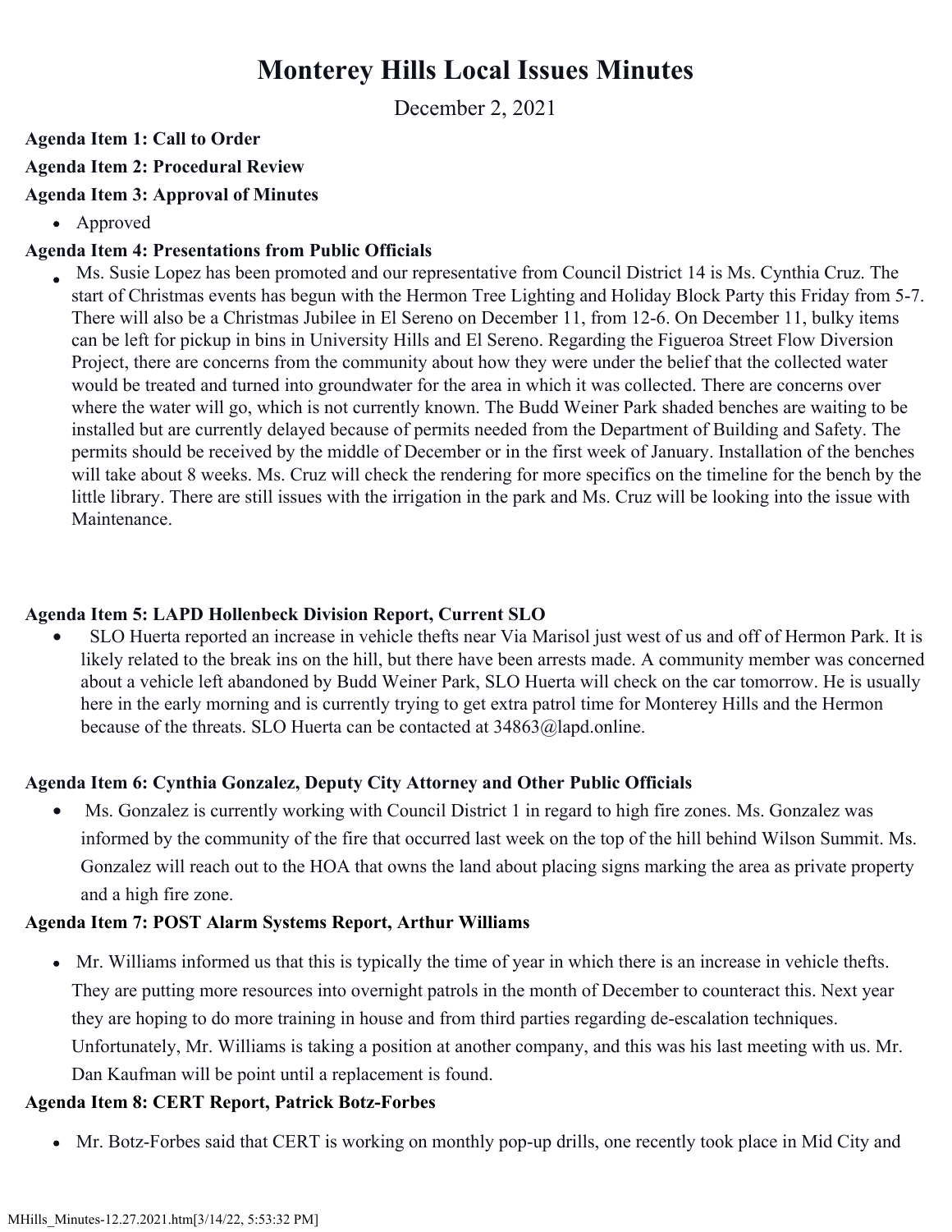# Monterey Hills Local Issues Minutes

December 2, 2021

**Agenda Item 1: Call to Order**

**Agenda Item 2: Procedural Review**

**Agenda Item 3: Approval of Minutes**

- Approved

**Agenda Item 4: Presentations from Public Officials**

- Ms. Susie Lopez has been promoted and our representative from Council District 14 is Ms. Cynthia Cruz. The start of Christmas events has begun with the Hermon Tree Lighting and Holiday Block Party this Friday from 5-7. There will also be a Christmas Jubilee in El Sereno on December 11, from 12-6. On December 11, bulky items can be left for pickup in bins in University Hills and El Sereno. Regarding the Figueroa Street Flow Diversion Project, there are concerns from the community about how they were under the belief that the collected water would be treated and turned into groundwater for the area in which it was collected. There are concerns over where the water will go, which is not currently known. The Budd Weiner Park shaded benches are waiting to be installed but are currently delayed because of permits needed from the Department of Building and Safety. The permits should be received by the middle of December or in the first week of January. Installation of the benches will take about 8 weeks. Ms. Cruz will check the rendering for more specifics on the timeline for the bench by the little library. There are still issues with the irrigation in the park and Ms. Cruz will be looking into the issue with Maintenance.

**Agenda Item 5: LAPD Hollenbeck Division Report, Current SLO**

- SLO Huerta reported an increase in vehicle thefts near Via Marisol just west of us and off of Hermon Park. It is likely related to the break ins on the hill, but there have been arrests made. A community member was concerned about a vehicle left abandoned by Budd Weiner Park, SLO Huerta will check on the car tomorrow. He is usually here in the early morning and is currently trying to get extra patrol time for Monterey Hills and the Hermon because of the threats. SLO Huerta can be contacted at 34863@lapd.online.

**Agenda Item 6: Cynthia Gonzalez, Deputy City Attorney and Other Public Officials**

- Ms. Gonzalez is currently working with Council District 1 in regard to high fire zones. Ms. Gonzalez was informed by the community of the fire that occurred last week on the top of the hill behind Wilson Summit. Ms. Gonzalez will reach out to the HOA that owns the land about placing signs marking the area as private property and a high fire zone.

**Agenda Item 7: POST Alarm Systems Report, Arthur Williams**

- Mr. Williams informed us that this is typically the time of year in which there is an increase in vehicle thefts. They are putting more resources into overnight patrols in the month of December to counteract this. Next year they are hoping to do more training in house and from third parties regarding de-escalation techniques. Unfortunately, Mr. Williams is taking a position at another company, and this was his last meeting with us. Mr. Dan Kaufman will be point until a replacement is found.

**Agenda Item 8: CERT Report, Patrick Botz-Forbes**

- Mr. Botz-Forbes said that CERT is working on monthly pop-up drills, one recently took place in Mid City and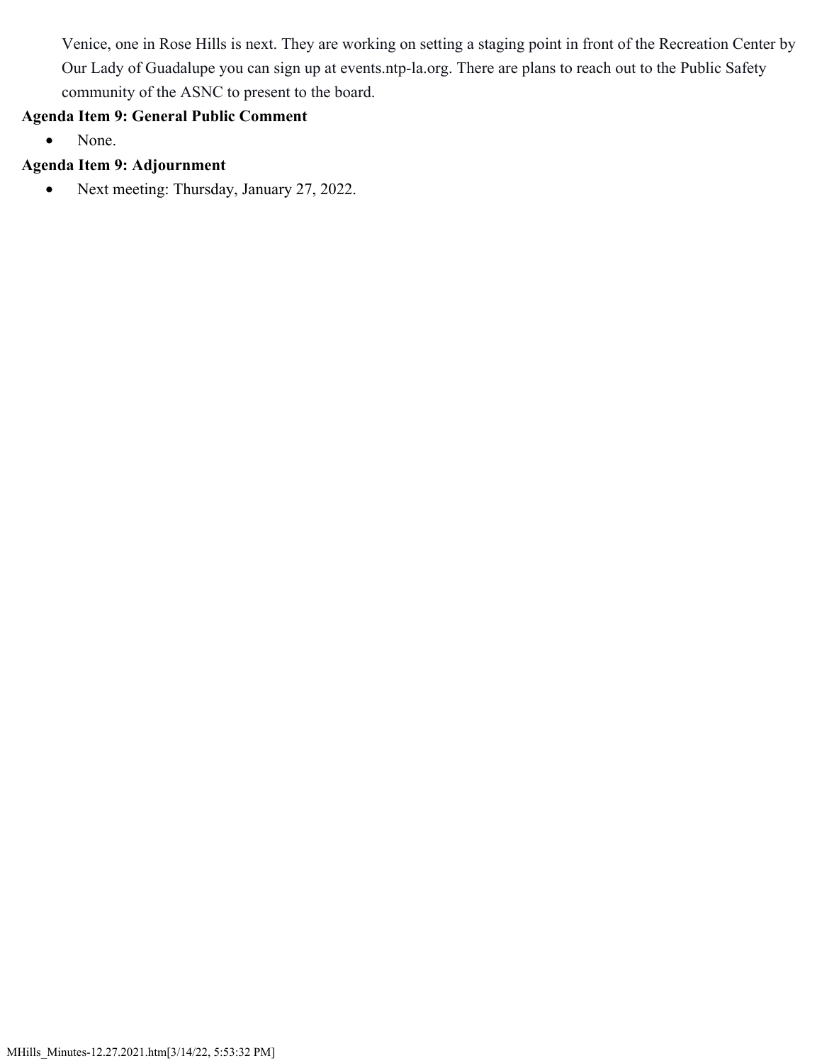Venice, one in Rose Hills is next. They are working on setting a staging point in front of the Recreation Center by Our Lady of Guadalupe you can sign up at events.ntp-la.org. There are plans to reach out to the Public Safety community of the ASNC to present to the board.

**Agenda Item 9: General Public Comment**

- None.

**Agenda Item 9: Adjournment**

- Next meeting: Thursday, January 27, 2022.